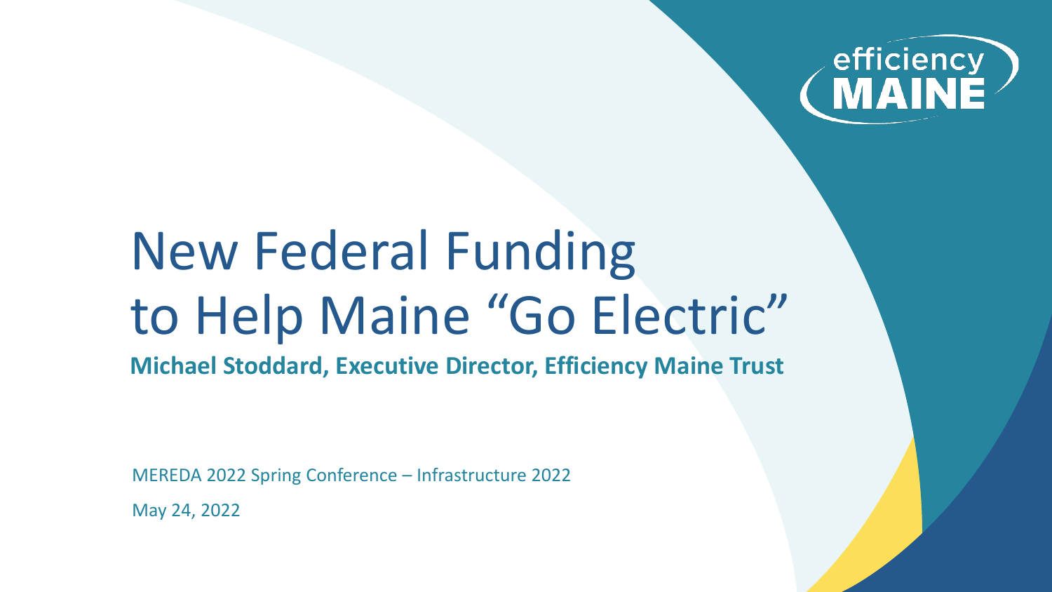efficiency MAINE

# New Federal Funding to Help Maine "Go Electric"

**Michael Stoddard, Executive Director, Efficiency Maine Trust**

MEREDA 2022 Spring Conference – Infrastructure 2022

May 24, 2022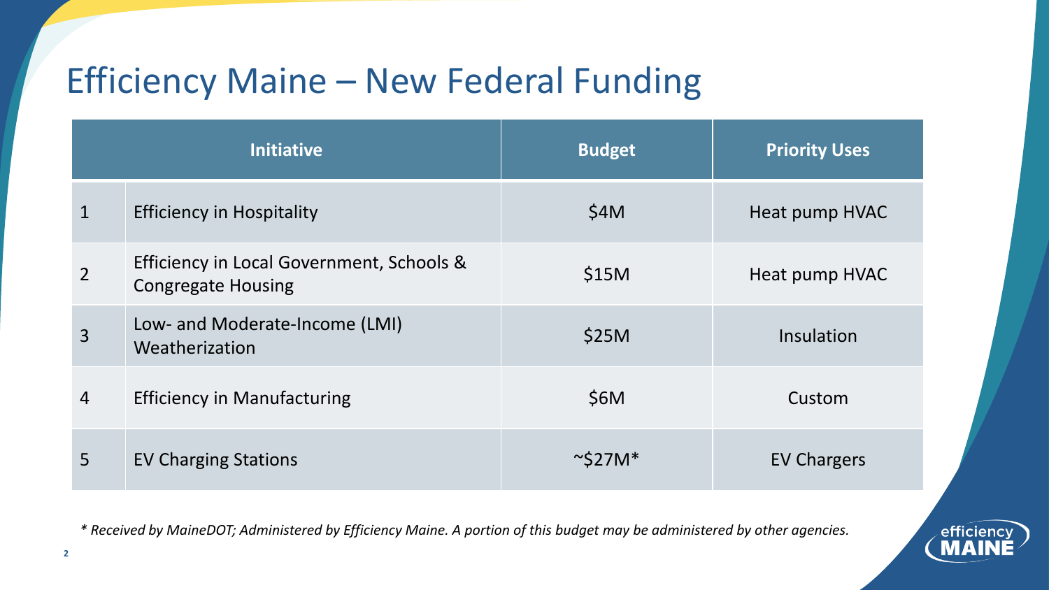# Efficiency Maine – New Federal Funding

| | Initiative | Budget | Priority Uses |
|---|---|---|---|
| 1 | Efficiency in Hospitality | $4M | Heat pump HVAC |
| 2 | Efficiency in Local Government, Schools & Congregate Housing | $15M | Heat pump HVAC |
| 3 | Low- and Moderate-Income (LMI) Weatherization | $25M | Insulation |
| 4 | Efficiency in Manufacturing | $6M | Custom |
| 5 | EV Charging Stations | ~$27M* | EV Chargers |

*\* Received by MaineDOT; Administered by Efficiency Maine. A portion of this budget may be administered by other agencies.*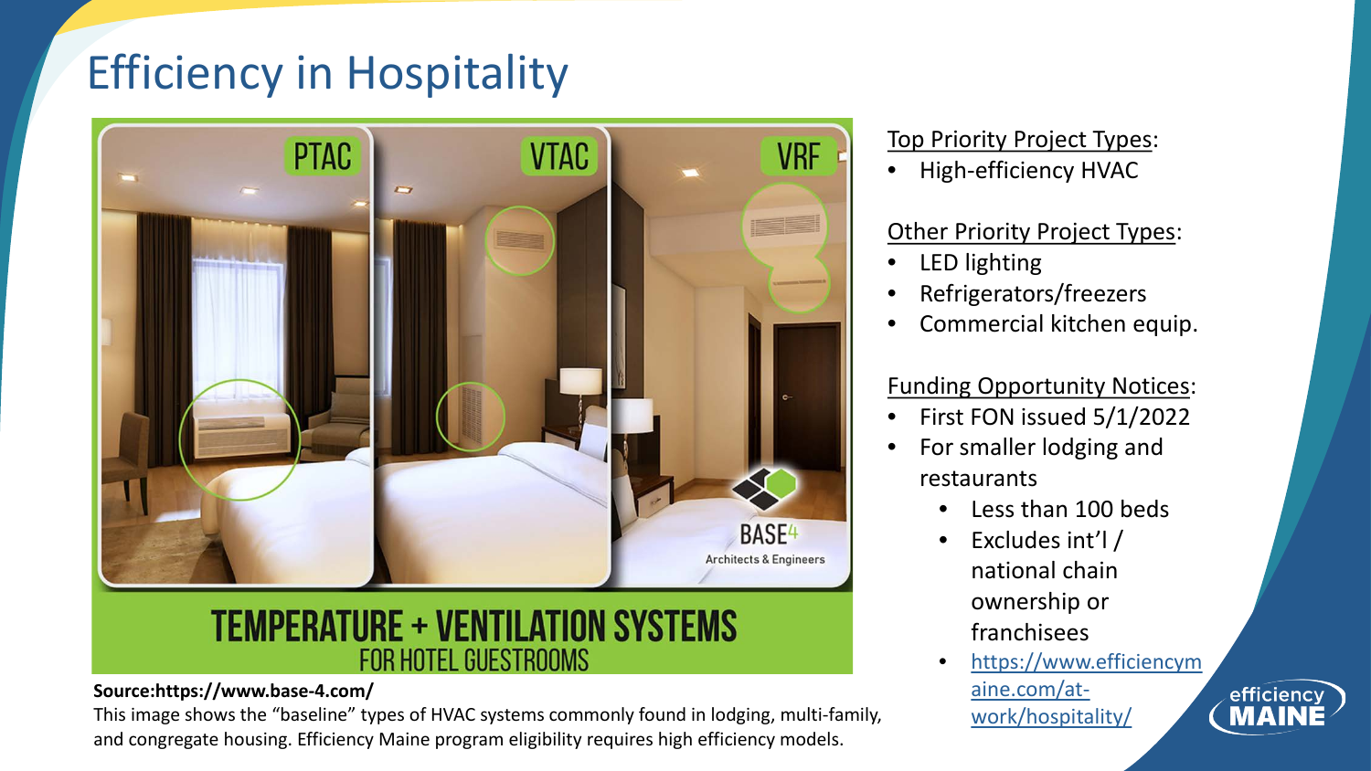# Efficiency in Hospitality

PTAC | VTAC | VRF

TEMPERATURE + VENTILATION SYSTEMS
FOR HOTEL GUESTROOMS

BASE4 Architects & Engineers

**Source:https://www.base-4.com/**
This image shows the "baseline" types of HVAC systems commonly found in lodging, multi-family, and congregate housing. Efficiency Maine program eligibility requires high efficiency models.

Top Priority Project Types:

- High-efficiency HVAC

Other Priority Project Types:

- LED lighting
- Refrigerators/freezers
- Commercial kitchen equip.

Funding Opportunity Notices:

- First FON issued 5/1/2022
- For smaller lodging and restaurants
    - Less than 100 beds
    - Excludes int'l / national chain ownership or franchisees
    - https://www.efficiencymaine.com/at-work/hospitality/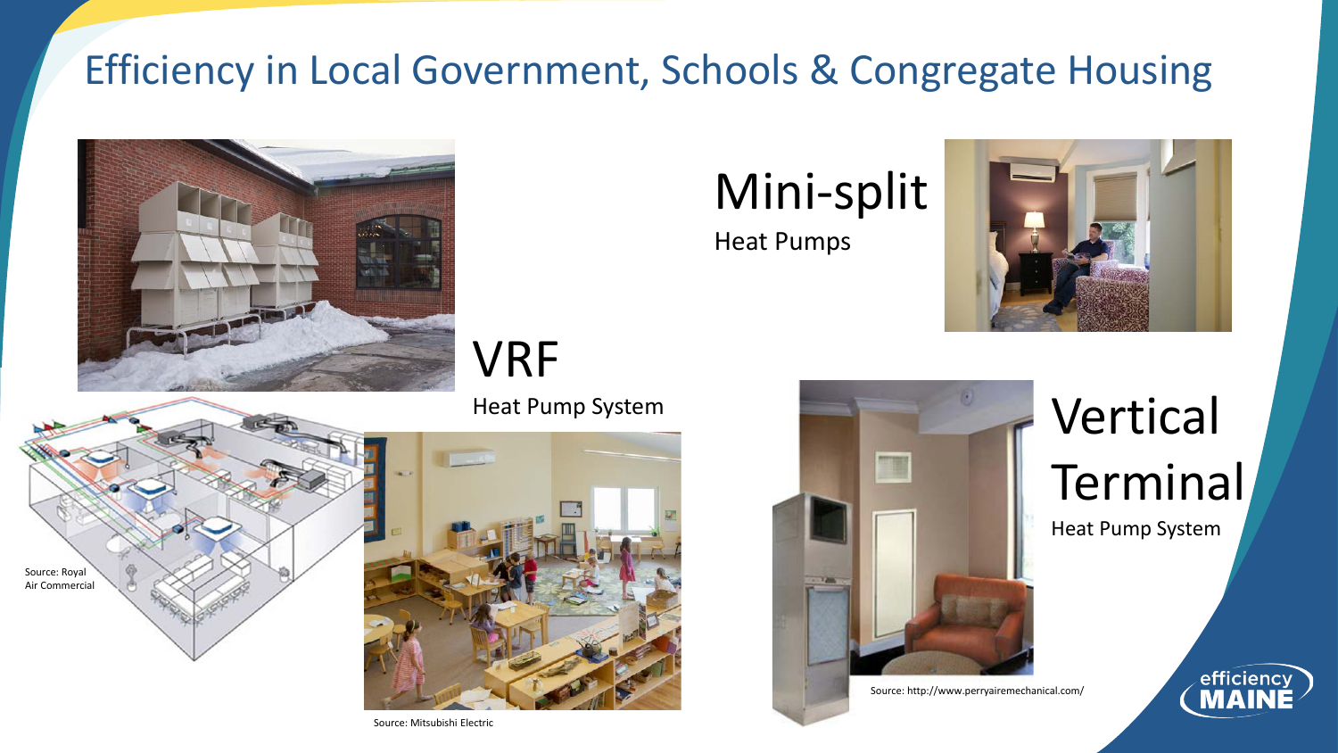# Efficiency in Local Government, Schools & Congregate Housing

## Mini-split

Heat Pumps

## VRF

Heat Pump System

Source: Royal Air Commercial

Source: Mitsubishi Electric

## Vertical Terminal

Heat Pump System

Source: http://www.perryairemechanical.com/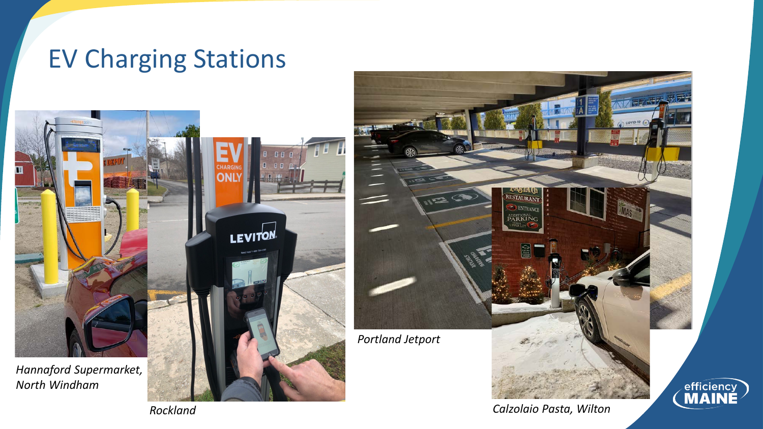# EV Charging Stations

*Hannaford Supermarket, North Windham*

*Rockland*

*Portland Jetport*

*Calzolaio Pasta, Wilton*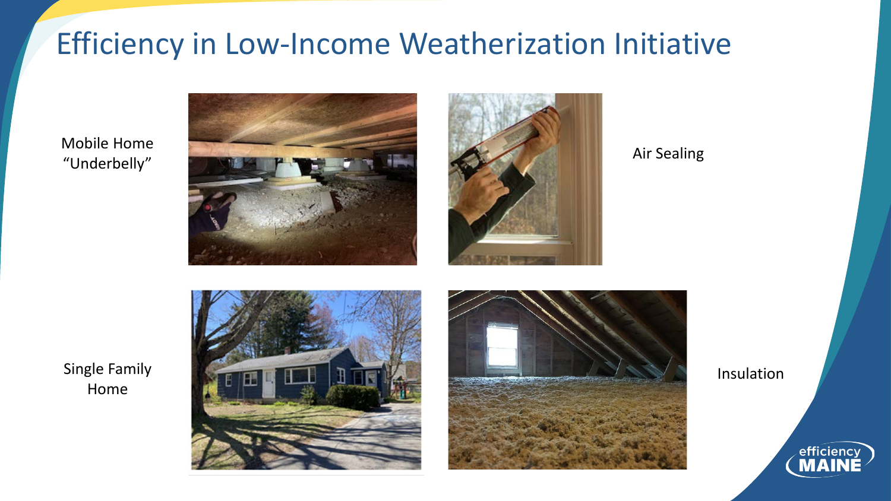# Efficiency in Low-Income Weatherization Initiative

Mobile Home “Underbelly”

Air Sealing

Single Family Home

Insulation